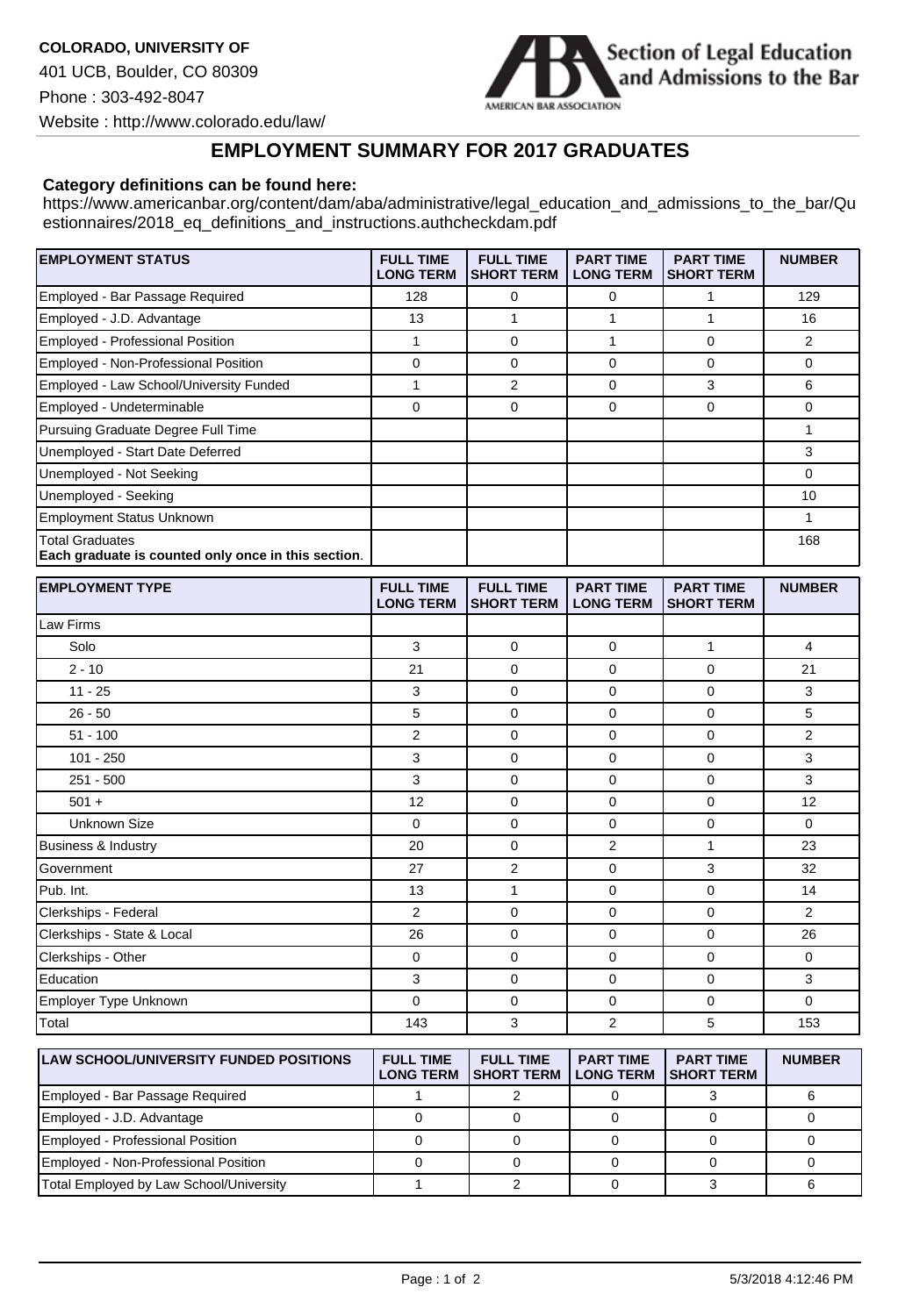**COLORADO, UNIVERSITY OF**

401 UCB, Boulder, CO 80309

Phone : 303-492-8047

Website : http://www.colorado.edu/law/

Section of Legal Education and Admissions to the Bar

AMERICAN BAR ASSOCIATION

# EMPLOYMENT SUMMARY FOR 2017 GRADUATES

**Category definitions can be found here:**

https://www.americanbar.org/content/dam/aba/administrative/legal_education_and_admissions_to_the_bar/Questionnaires/2018_eq_definitions_and_instructions.authcheckdam.pdf

| EMPLOYMENT STATUS | FULL TIME LONG TERM | FULL TIME SHORT TERM | PART TIME LONG TERM | PART TIME SHORT TERM | NUMBER |
|---|---|---|---|---|---|
| Employed - Bar Passage Required | 128 | 0 | 0 | 1 | 129 |
| Employed - J.D. Advantage | 13 | 1 | 1 | 1 | 16 |
| Employed - Professional Position | 1 | 0 | 1 | 0 | 2 |
| Employed - Non-Professional Position | 0 | 0 | 0 | 0 | 0 |
| Employed - Law School/University Funded | 1 | 2 | 0 | 3 | 6 |
| Employed - Undeterminable | 0 | 0 | 0 | 0 | 0 |
| Pursuing Graduate Degree Full Time | | | | | 1 |
| Unemployed - Start Date Deferred | | | | | 3 |
| Unemployed - Not Seeking | | | | | 0 |
| Unemployed - Seeking | | | | | 10 |
| Employment Status Unknown | | | | | 1 |
| Total Graduates **Each graduate is counted only once in this section**. | | | | | 168 |

| EMPLOYMENT TYPE | FULL TIME LONG TERM | FULL TIME SHORT TERM | PART TIME LONG TERM | PART TIME SHORT TERM | NUMBER |
|---|---|---|---|---|---|
| Law Firms | | | | | |
| Solo | 3 | 0 | 0 | 1 | 4 |
| 2 - 10 | 21 | 0 | 0 | 0 | 21 |
| 11 - 25 | 3 | 0 | 0 | 0 | 3 |
| 26 - 50 | 5 | 0 | 0 | 0 | 5 |
| 51 - 100 | 2 | 0 | 0 | 0 | 2 |
| 101 - 250 | 3 | 0 | 0 | 0 | 3 |
| 251 - 500 | 3 | 0 | 0 | 0 | 3 |
| 501 + | 12 | 0 | 0 | 0 | 12 |
| Unknown Size | 0 | 0 | 0 | 0 | 0 |
| Business & Industry | 20 | 0 | 2 | 1 | 23 |
| Government | 27 | 2 | 0 | 3 | 32 |
| Pub. Int. | 13 | 1 | 0 | 0 | 14 |
| Clerkships - Federal | 2 | 0 | 0 | 0 | 2 |
| Clerkships - State & Local | 26 | 0 | 0 | 0 | 26 |
| Clerkships - Other | 0 | 0 | 0 | 0 | 0 |
| Education | 3 | 0 | 0 | 0 | 3 |
| Employer Type Unknown | 0 | 0 | 0 | 0 | 0 |
| Total | 143 | 3 | 2 | 5 | 153 |

| LAW SCHOOL/UNIVERSITY FUNDED POSITIONS | FULL TIME LONG TERM | FULL TIME SHORT TERM | PART TIME LONG TERM | PART TIME SHORT TERM | NUMBER |
|---|---|---|---|---|---|
| Employed - Bar Passage Required | 1 | 2 | 0 | 3 | 6 |
| Employed - J.D. Advantage | 0 | 0 | 0 | 0 | 0 |
| Employed - Professional Position | 0 | 0 | 0 | 0 | 0 |
| Employed - Non-Professional Position | 0 | 0 | 0 | 0 | 0 |
| Total Employed by Law School/University | 1 | 2 | 0 | 3 | 6 |

5/3/2018 4:12:46 PM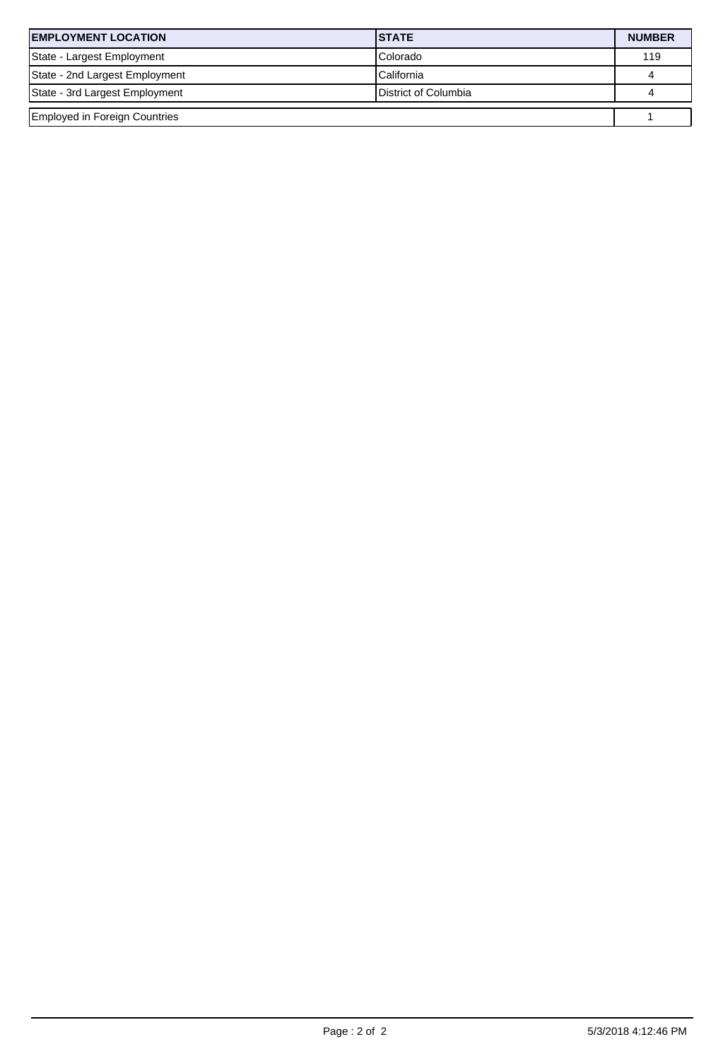| EMPLOYMENT LOCATION | STATE | NUMBER |
| --- | --- | --- |
| State - Largest Employment | Colorado | 119 |
| State - 2nd Largest Employment | California | 4 |
| State - 3rd Largest Employment | District of Columbia | 4 |
| Employed in Foreign Countries | | 1 |

5/3/2018 4:12:46 PM